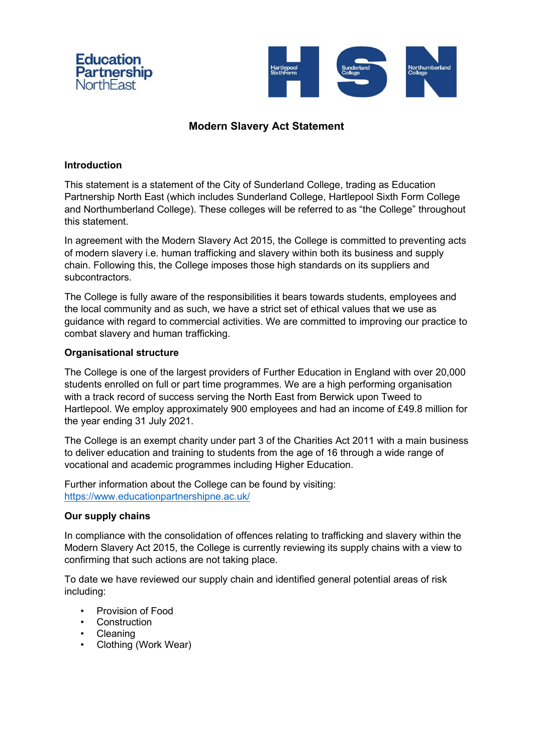Education Partnership NorthEast

Hartlepool SixthForm | Sunderland College | Northumberland College

# Modern Slavery Act Statement

## Introduction

This statement is a statement of the City of Sunderland College, trading as Education Partnership North East (which includes Sunderland College, Hartlepool Sixth Form College and Northumberland College). These colleges will be referred to as "the College" throughout this statement.

In agreement with the Modern Slavery Act 2015, the College is committed to preventing acts of modern slavery i.e. human trafficking and slavery within both its business and supply chain. Following this, the College imposes those high standards on its suppliers and subcontractors.

The College is fully aware of the responsibilities it bears towards students, employees and the local community and as such, we have a strict set of ethical values that we use as guidance with regard to commercial activities. We are committed to improving our practice to combat slavery and human trafficking.

## Organisational structure

The College is one of the largest providers of Further Education in England with over 20,000 students enrolled on full or part time programmes. We are a high performing organisation with a track record of success serving the North East from Berwick upon Tweed to Hartlepool. We employ approximately 900 employees and had an income of £49.8 million for the year ending 31 July 2021.

The College is an exempt charity under part 3 of the Charities Act 2011 with a main business to deliver education and training to students from the age of 16 through a wide range of vocational and academic programmes including Higher Education.

Further information about the College can be found by visiting: [https://www.educationpartnershipne.ac.uk/](https://www.educationpartnershipne.ac.uk/)

## Our supply chains

In compliance with the consolidation of offences relating to trafficking and slavery within the Modern Slavery Act 2015, the College is currently reviewing its supply chains with a view to confirming that such actions are not taking place.

To date we have reviewed our supply chain and identified general potential areas of risk including:

- Provision of Food
- Construction
- Cleaning
- Clothing (Work Wear)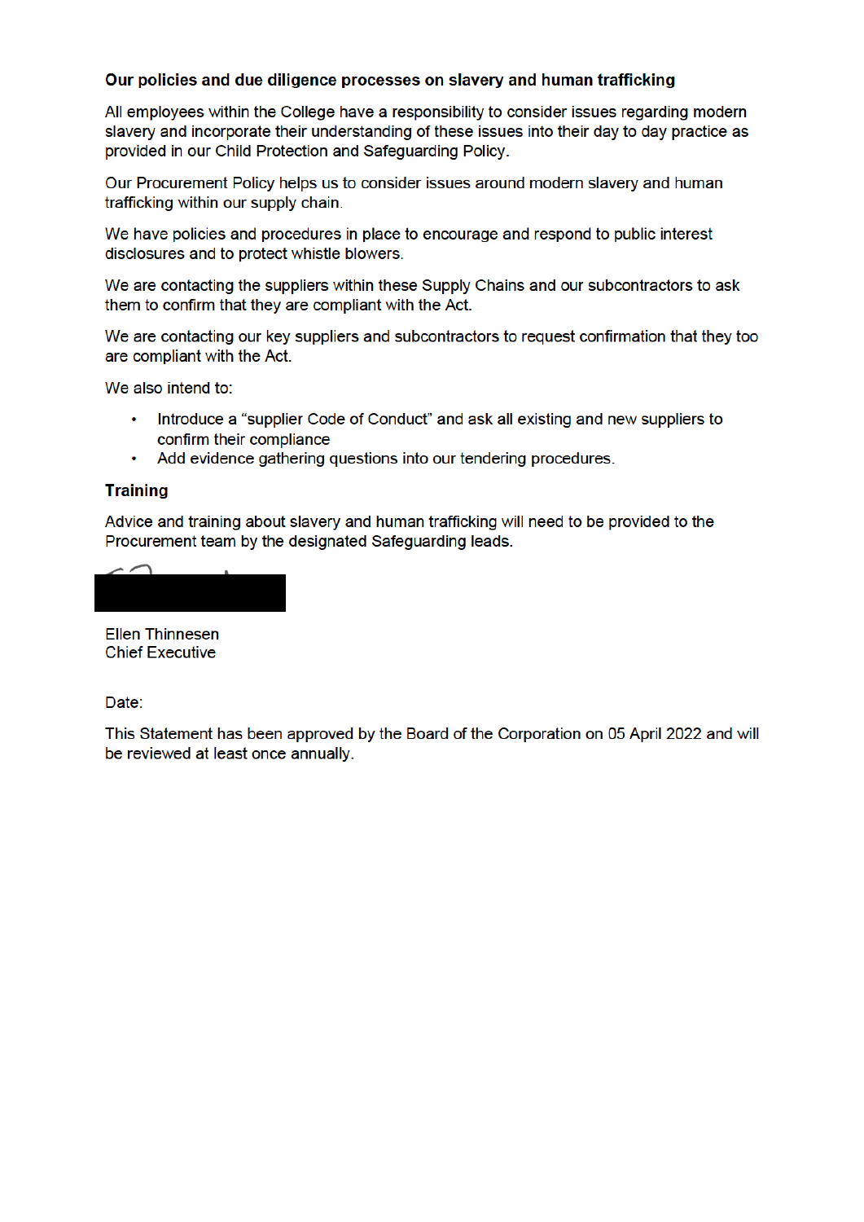**Our policies and due diligence processes on slavery and human trafficking**

All employees within the College have a responsibility to consider issues regarding modern slavery and incorporate their understanding of these issues into their day to day practice as provided in our Child Protection and Safeguarding Policy.

Our Procurement Policy helps us to consider issues around modern slavery and human trafficking within our supply chain.

We have policies and procedures in place to encourage and respond to public interest disclosures and to protect whistle blowers.

We are contacting the suppliers within these Supply Chains and our subcontractors to ask them to confirm that they are compliant with the Act.

We are contacting our key suppliers and subcontractors to request confirmation that they too are compliant with the Act.

We also intend to:

- Introduce a "supplier Code of Conduct" and ask all existing and new suppliers to confirm their compliance
- Add evidence gathering questions into our tendering procedures.

**Training**

Advice and training about slavery and human trafficking will need to be provided to the Procurement team by the designated Safeguarding leads.

Ellen Thinnesen
Chief Executive

Date:

This Statement has been approved by the Board of the Corporation on 05 April 2022 and will be reviewed at least once annually.